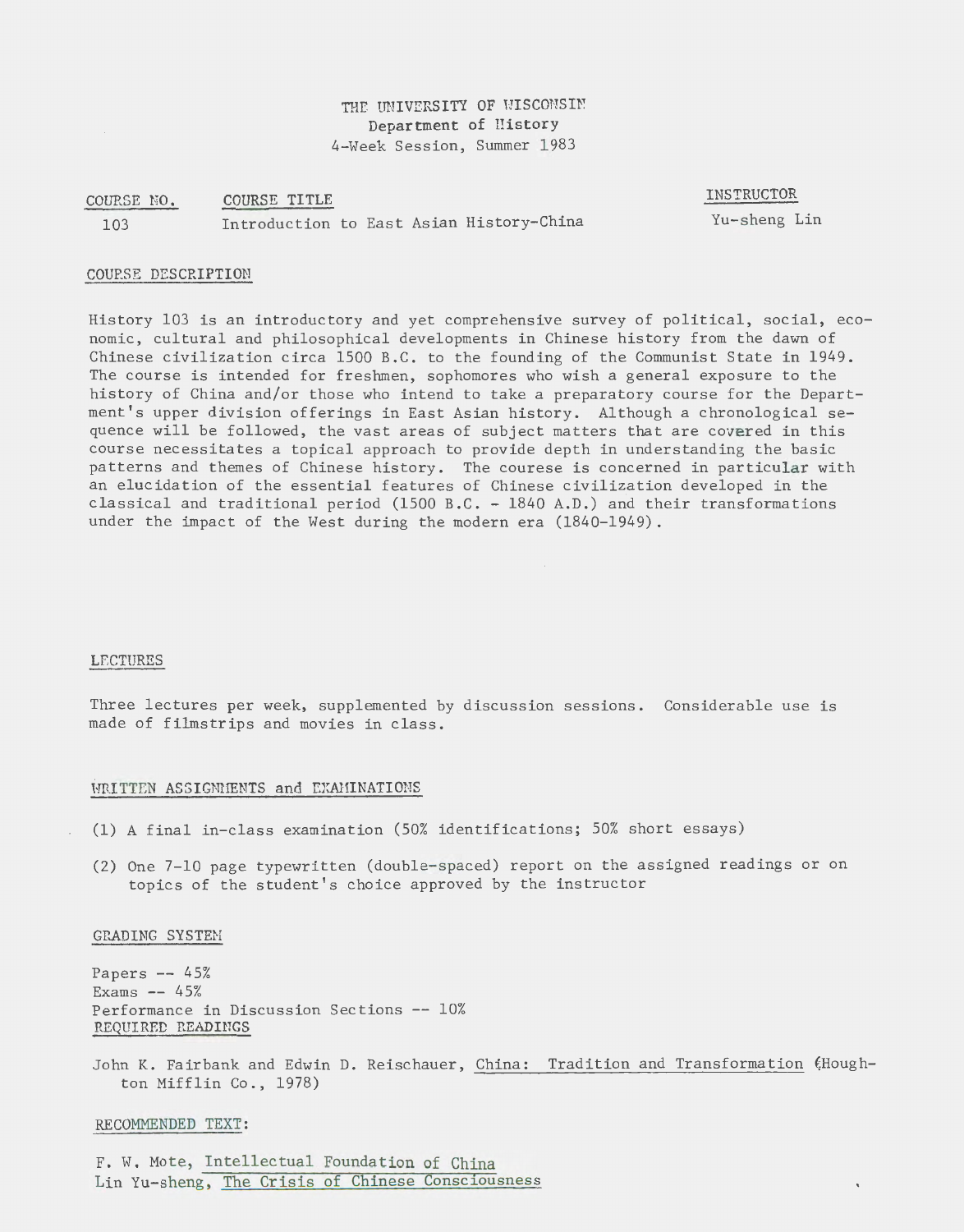THE UNIVERSITY OF WISCONSIN
Department of History
4-Week Session, Summer 1983

| COURSE NO. | COURSE TITLE | INSTRUCTOR |
|---|---|---|
| 103 | Introduction to East Asian History-China | Yu-sheng Lin |

## COURSE DESCRIPTION

History 103 is an introductory and yet comprehensive survey of political, social, economic, cultural and philosophical developments in Chinese history from the dawn of Chinese civilization circa 1500 B.C. to the founding of the Communist State in 1949. The course is intended for freshmen, sophomores who wish a general exposure to the history of China and/or those who intend to take a preparatory course for the Department's upper division offerings in East Asian history. Although a chronological sequence will be followed, the vast areas of subject matters that are covered in this course necessitates a topical approach to provide depth in understanding the basic patterns and themes of Chinese history. The courese is concerned in particular with an elucidation of the essential features of Chinese civilization developed in the classical and traditional period (1500 B.C. - 1840 A.D.) and their transformations under the impact of the West during the modern era (1840-1949).

## LECTURES

Three lectures per week, supplemented by discussion sessions. Considerable use is made of filmstrips and movies in class.

## WRITTEN ASSIGNMENTS and EXAMINATIONS

(1) A final in-class examination (50% identifications; 50% short essays)

(2) One 7-10 page typewritten (double-spaced) report on the assigned readings or on topics of the student's choice approved by the instructor

## GRADING SYSTEM

Papers -- 45%
Exams -- 45%
Performance in Discussion Sections -- 10%

## REQUIRED READINGS

John K. Fairbank and Edwin D. Reischauer, China: Tradition and Transformation (Houghton Mifflin Co., 1978)

## RECOMMENDED TEXT:

F. W. Mote, Intellectual Foundation of China
Lin Yu-sheng, The Crisis of Chinese Consciousness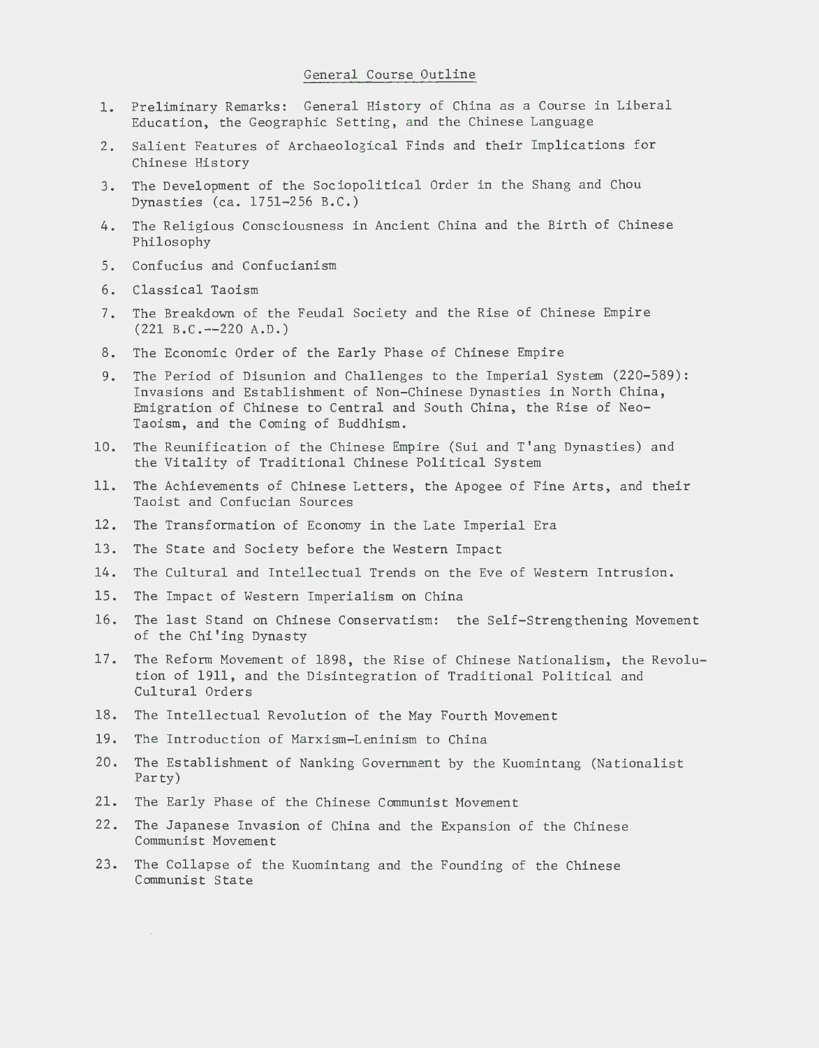## General Course Outline

1. Preliminary Remarks: General History of China as a Course in Liberal Education, the Geographic Setting, and the Chinese Language
2. Salient Features of Archaeological Finds and their Implications for Chinese History
3. The Development of the Sociopolitical Order in the Shang and Chou Dynasties (ca. 1751-256 B.C.)
4. The Religious Consciousness in Ancient China and the Birth of Chinese Philosophy
5. Confucius and Confucianism
6. Classical Taoism
7. The Breakdown of the Feudal Society and the Rise of Chinese Empire (221 B.C.--220 A.D.)
8. The Economic Order of the Early Phase of Chinese Empire
9. The Period of Disunion and Challenges to the Imperial System (220-589): Invasions and Establishment of Non-Chinese Dynasties in North China, Emigration of Chinese to Central and South China, the Rise of Neo-Taoism, and the Coming of Buddhism.
10. The Reunification of the Chinese Empire (Sui and T'ang Dynasties) and the Vitality of Traditional Chinese Political System
11. The Achievements of Chinese Letters, the Apogee of Fine Arts, and their Taoist and Confucian Sources
12. The Transformation of Economy in the Late Imperial Era
13. The State and Society before the Western Impact
14. The Cultural and Intellectual Trends on the Eve of Western Intrusion.
15. The Impact of Western Imperialism on China
16. The last Stand on Chinese Conservatism: the Self-Strengthening Movement of the Chi'ing Dynasty
17. The Reform Movement of 1898, the Rise of Chinese Nationalism, the Revolution of 1911, and the Disintegration of Traditional Political and Cultural Orders
18. The Intellectual Revolution of the May Fourth Movement
19. The Introduction of Marxism-Leninism to China
20. The Establishment of Nanking Government by the Kuomintang (Nationalist Party)
21. The Early Phase of the Chinese Communist Movement
22. The Japanese Invasion of China and the Expansion of the Chinese Communist Movement
23. The Collapse of the Kuomintang and the Founding of the Chinese Communist State